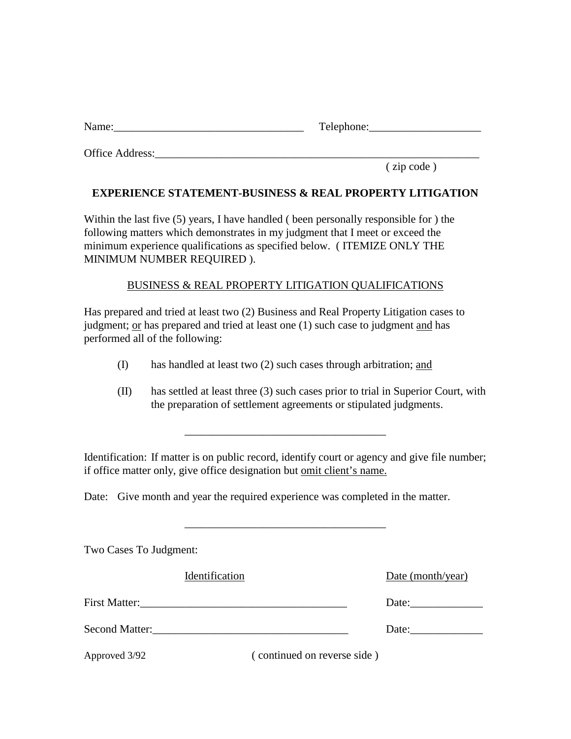Name:__________________________________ Telephone:____________________

Office Address:_____________________________________________________________
( zip code )

**EXPERIENCE STATEMENT-BUSINESS & REAL PROPERTY LITIGATION**

Within the last five (5) years, I have handled ( been personally responsible for ) the following matters which demonstrates in my judgment that I meet or exceed the minimum experience qualifications as specified below. ( ITEMIZE ONLY THE MINIMUM NUMBER REQUIRED ).

<u>BUSINESS & REAL PROPERTY LITIGATION QUALIFICATIONS</u>

Has prepared and tried at least two (2) Business and Real Property Litigation cases to judgment; <u>or</u> has prepared and tried at least one (1) such case to judgment <u>and</u> has performed all of the following:

(I) has handled at least two (2) such cases through arbitration; <u>and</u>

(II) has settled at least three (3) such cases prior to trial in Superior Court, with the preparation of settlement agreements or stipulated judgments.

___________________________________

Identification: If matter is on public record, identify court or agency and give file number; if office matter only, give office designation but <u>omit client's name.</u>

Date: Give month and year the required experience was completed in the matter.

___________________________________

Two Cases To Judgment:

| <u>Identification</u> | <u>Date (month/year)</u> |
|---|---|
| First Matter:_____________________________________ | Date:_____________ |
| Second Matter:___________________________________ | Date:_____________ |

Approved 3/92 ( continued on reverse side )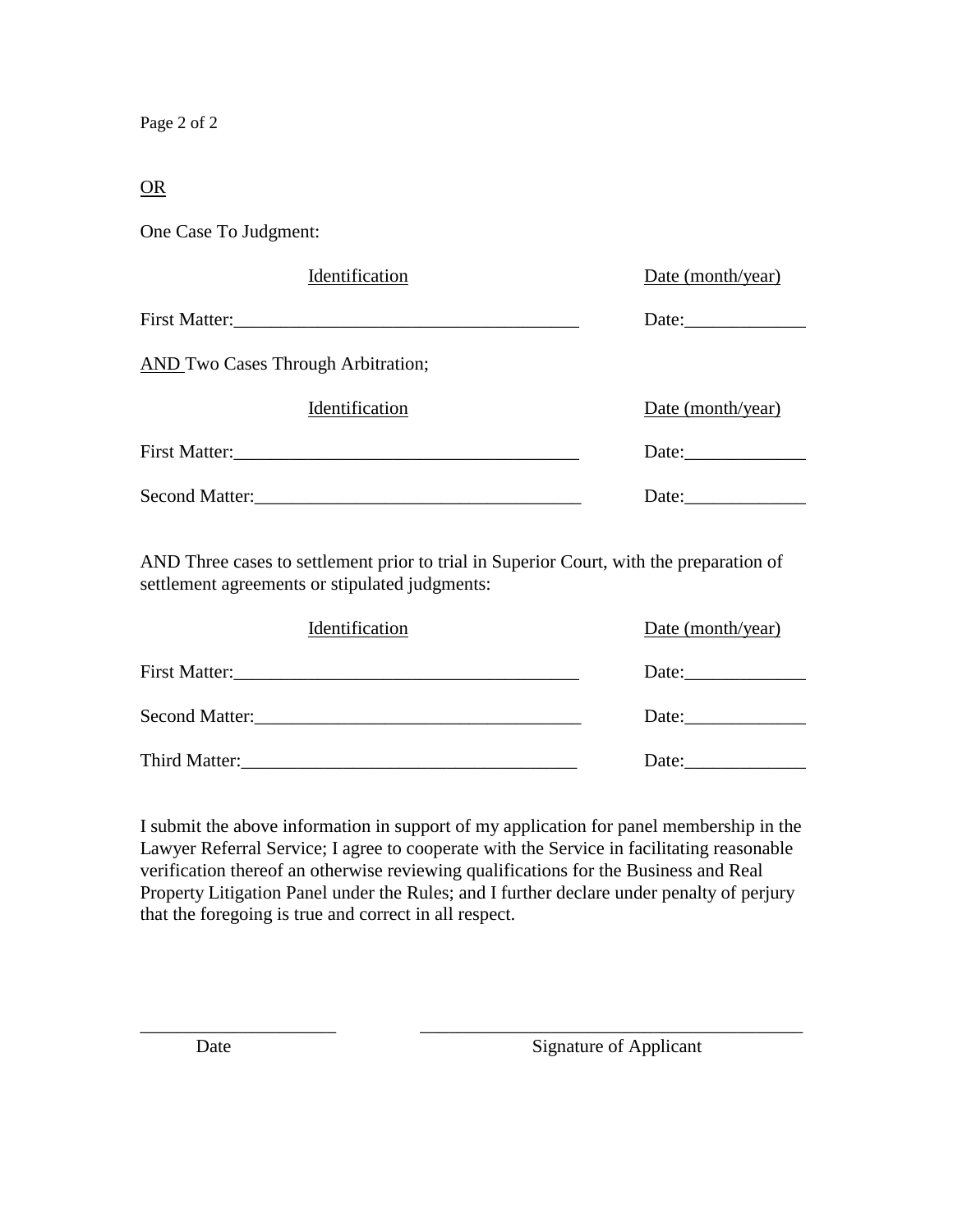OR

One Case To Judgment:

| Identification | Date (month/year) |
| --- | --- |
| First Matter:_____________________________________ | Date:_____________ |

AND Two Cases Through Arbitration;

| Identification | Date (month/year) |
| --- | --- |
| First Matter:_____________________________________ | Date:_____________ |
| Second Matter:___________________________________ | Date:_____________ |

AND Three cases to settlement prior to trial in Superior Court, with the preparation of settlement agreements or stipulated judgments:

| Identification | Date (month/year) |
| --- | --- |
| First Matter:_____________________________________ | Date:_____________ |
| Second Matter:___________________________________ | Date:_____________ |
| Third Matter:_____________________________________ | Date:_____________ |

I submit the above information in support of my application for panel membership in the Lawyer Referral Service; I agree to cooperate with the Service in facilitating reasonable verification thereof an otherwise reviewing qualifications for the Business and Real Property Litigation Panel under the Rules; and I further declare under penalty of perjury that the foregoing is true and correct in all respect.

_____________________ __________________________________________

Date Signature of Applicant